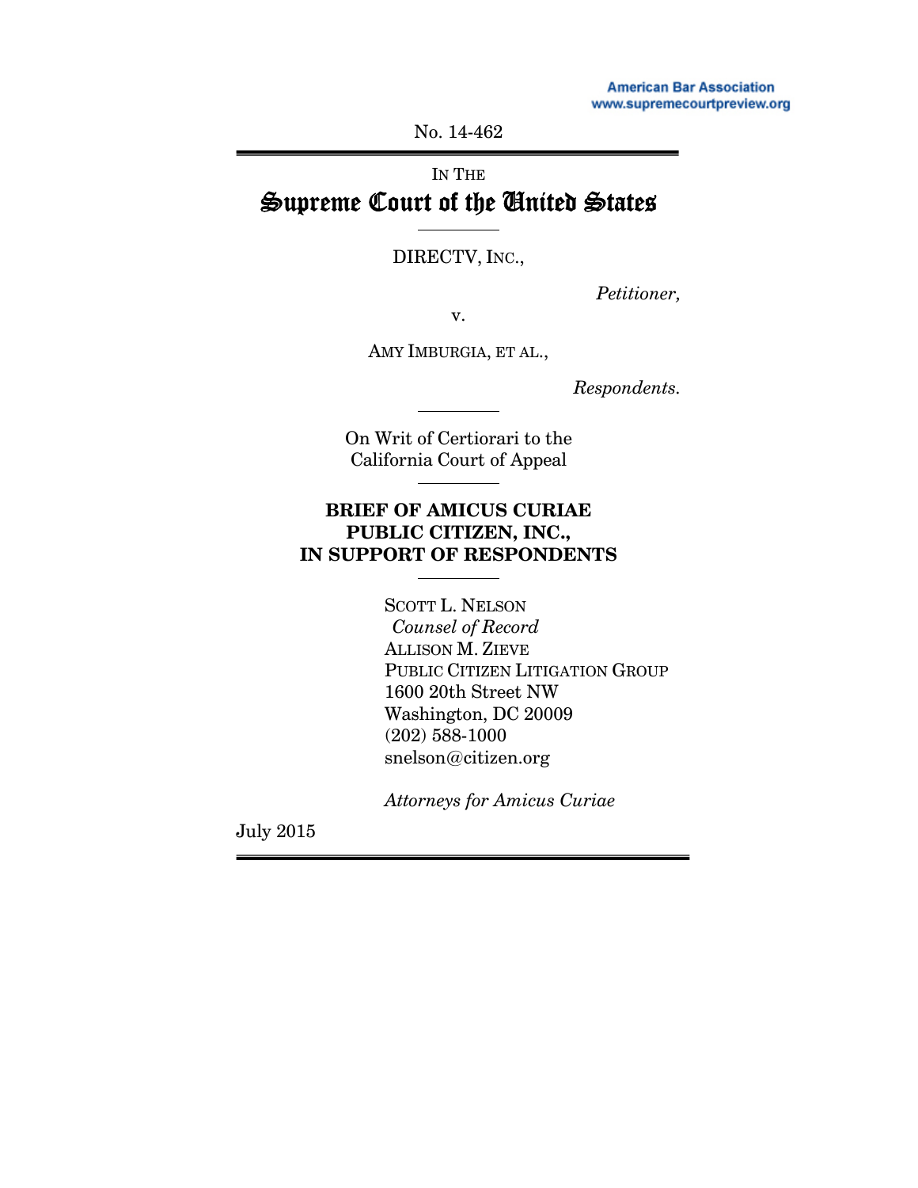American Bar Association
www.supremecourtpreview.org

No. 14-462

IN THE

# Supreme Court of the United States

DIRECTV, INC.,

*Petitioner,*

v.

AMY IMBURGIA, ET AL.,

*Respondents.*

On Writ of Certiorari to the
California Court of Appeal

**BRIEF OF AMICUS CURIAE**
**PUBLIC CITIZEN, INC.,**
**IN SUPPORT OF RESPONDENTS**

SCOTT L. NELSON
*Counsel of Record*
ALLISON M. ZIEVE
PUBLIC CITIZEN LITIGATION GROUP
1600 20th Street NW
Washington, DC 20009
(202) 588-1000
snelson@citizen.org

*Attorneys for Amicus Curiae*

July 2015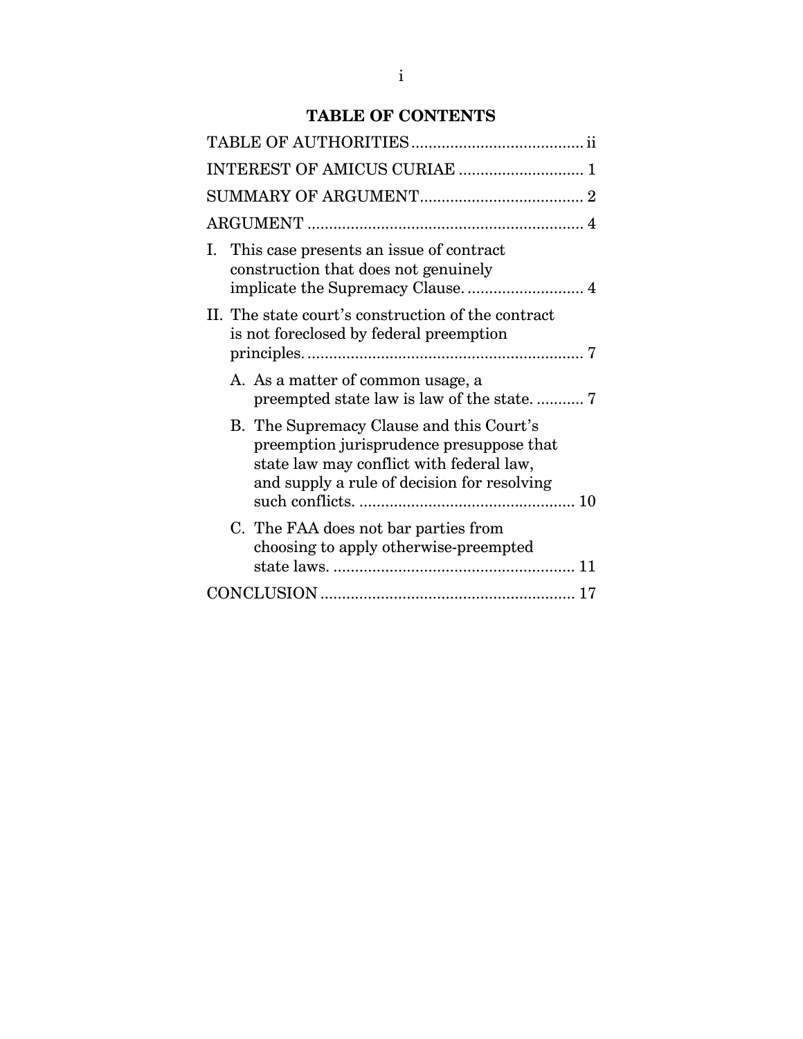# TABLE OF CONTENTS

TABLE OF AUTHORITIES ........................................ ii

INTEREST OF AMICUS CURIAE ............................. 1

SUMMARY OF ARGUMENT...................................... 2

ARGUMENT ................................................................ 4

I. This case presents an issue of contract construction that does not genuinely implicate the Supremacy Clause. ........................... 4

II. The state court's construction of the contract is not foreclosed by federal preemption principles. ................................................................ 7

   A. As a matter of common usage, a preempted state law is law of the state. ........... 7

   B. The Supremacy Clause and this Court's preemption jurisprudence presuppose that state law may conflict with federal law, and supply a rule of decision for resolving such conflicts. .................................................. 10

   C. The FAA does not bar parties from choosing to apply otherwise-preempted state laws. ........................................................ 11

CONCLUSION ........................................................... 17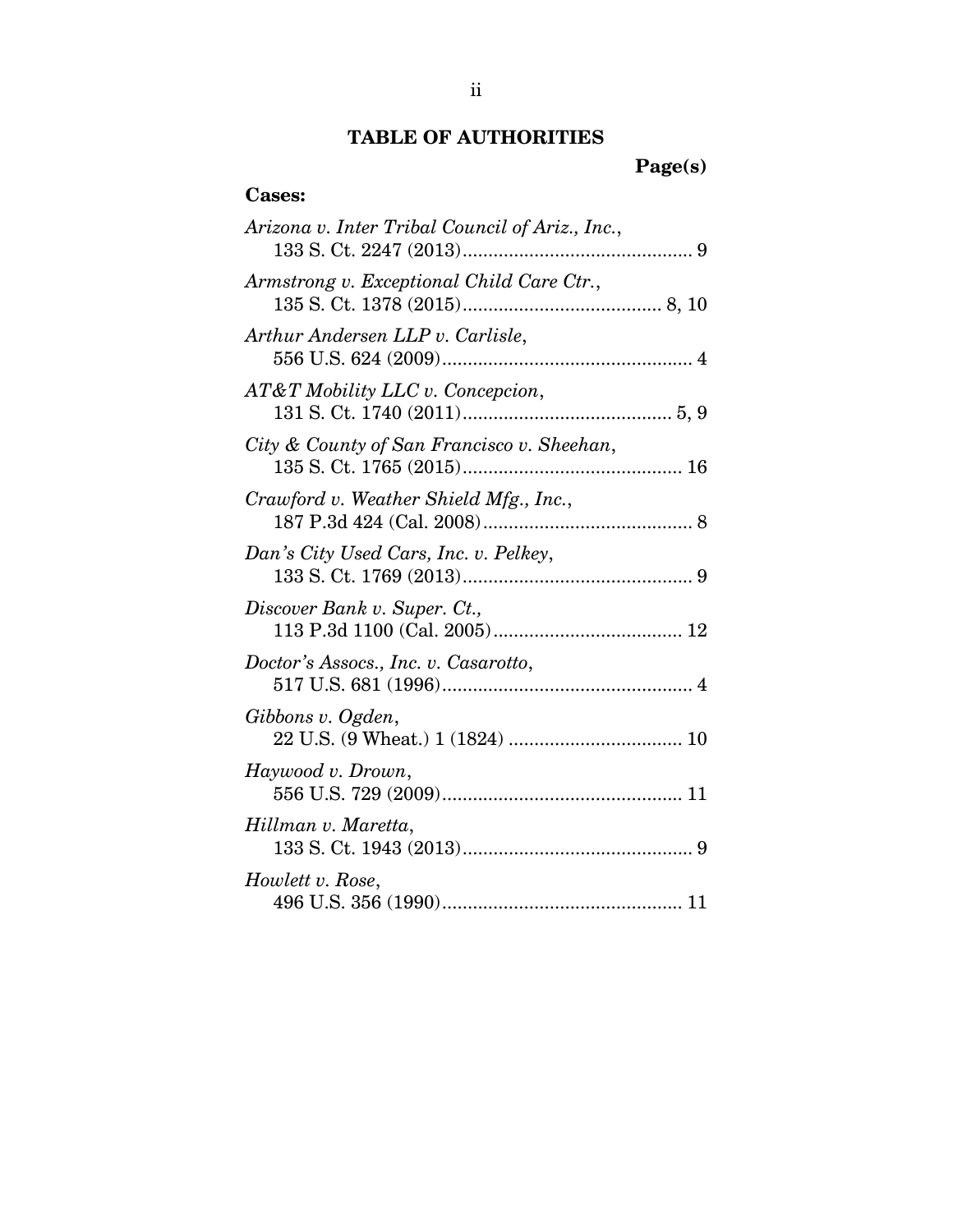## TABLE OF AUTHORITIES

**Page(s)**

**Cases:**

*Arizona v. Inter Tribal Council of Ariz., Inc.*,
133 S. Ct. 2247 (2013)............................................ 9

*Armstrong v. Exceptional Child Care Ctr.*,
135 S. Ct. 1378 (2015)...................................... 8, 10

*Arthur Andersen LLP v. Carlisle*,
556 U.S. 624 (2009)................................................ 4

*AT&T Mobility LLC v. Concepcion*,
131 S. Ct. 1740 (2011)........................................ 5, 9

*City & County of San Francisco v. Sheehan*,
135 S. Ct. 1765 (2015).......................................... 16

*Crawford v. Weather Shield Mfg., Inc.*,
187 P.3d 424 (Cal. 2008)........................................ 8

*Dan's City Used Cars, Inc. v. Pelkey*,
133 S. Ct. 1769 (2013)............................................ 9

*Discover Bank v. Super. Ct.,*
113 P.3d 1100 (Cal. 2005).................................... 12

*Doctor's Assocs., Inc. v. Casarotto*,
517 U.S. 681 (1996)................................................ 4

*Gibbons v. Ogden*,
22 U.S. (9 Wheat.) 1 (1824) ................................. 10

*Haywood v. Drown*,
556 U.S. 729 (2009).............................................. 11

*Hillman v. Maretta*,
133 S. Ct. 1943 (2013)............................................ 9

*Howlett v. Rose*,
496 U.S. 356 (1990).............................................. 11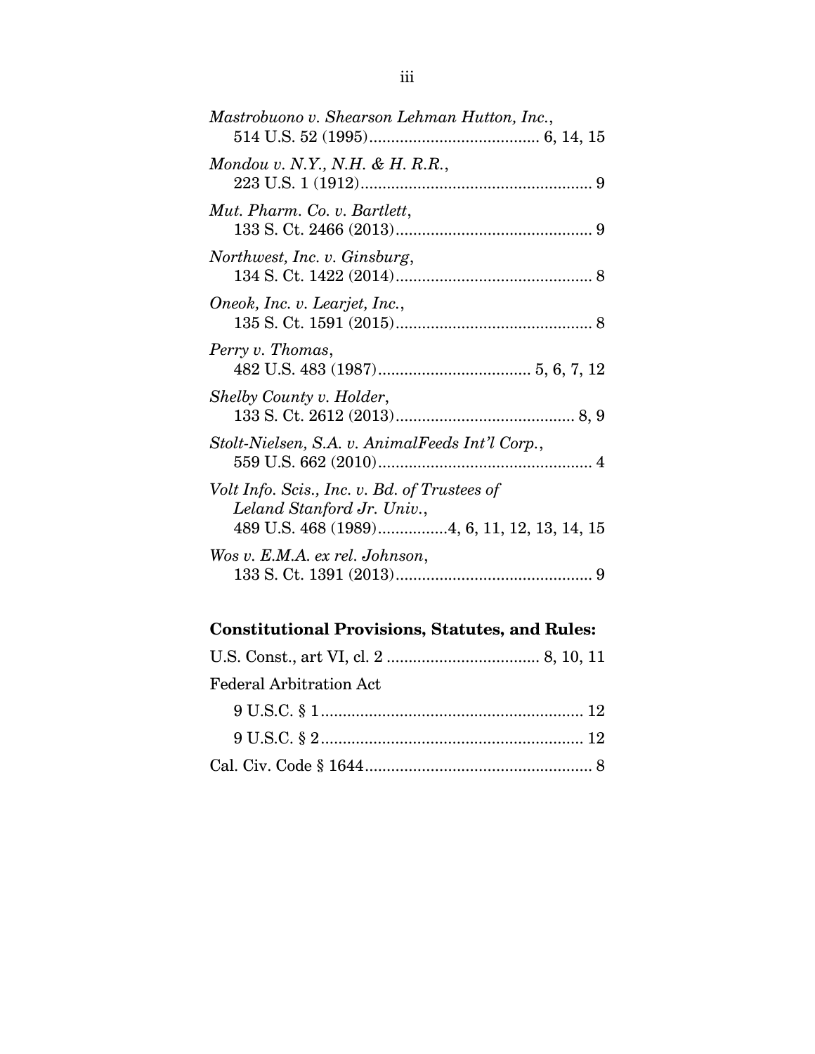*Mastrobuono v. Shearson Lehman Hutton, Inc.*,
514 U.S. 52 (1995)....................................... 6, 14, 15

*Mondou v. N.Y., N.H. & H. R.R.*,
223 U.S. 1 (1912)..................................................... 9

*Mut. Pharm. Co. v. Bartlett*,
133 S. Ct. 2466 (2013)............................................. 9

*Northwest, Inc. v. Ginsburg*,
134 S. Ct. 1422 (2014)............................................. 8

*Oneok, Inc. v. Learjet, Inc.*,
135 S. Ct. 1591 (2015)............................................. 8

*Perry v. Thomas*,
482 U.S. 483 (1987).................................. 5, 6, 7, 12

*Shelby County v. Holder*,
133 S. Ct. 2612 (2013)......................................... 8, 9

*Stolt-Nielsen, S.A. v. AnimalFeeds Int'l Corp.*,
559 U.S. 662 (2010)................................................. 4

*Volt Info. Scis., Inc. v. Bd. of Trustees of Leland Stanford Jr. Univ.*,
489 U.S. 468 (1989)................4, 6, 11, 12, 13, 14, 15

*Wos v. E.M.A. ex rel. Johnson*,
133 S. Ct. 1391 (2013)............................................. 9

## Constitutional Provisions, Statutes, and Rules:

U.S. Const., art VI, cl. 2 .................................. 8, 10, 11

Federal Arbitration Act

9 U.S.C. § 1........................................................... 12

9 U.S.C. § 2........................................................... 12

Cal. Civ. Code § 1644.................................................... 8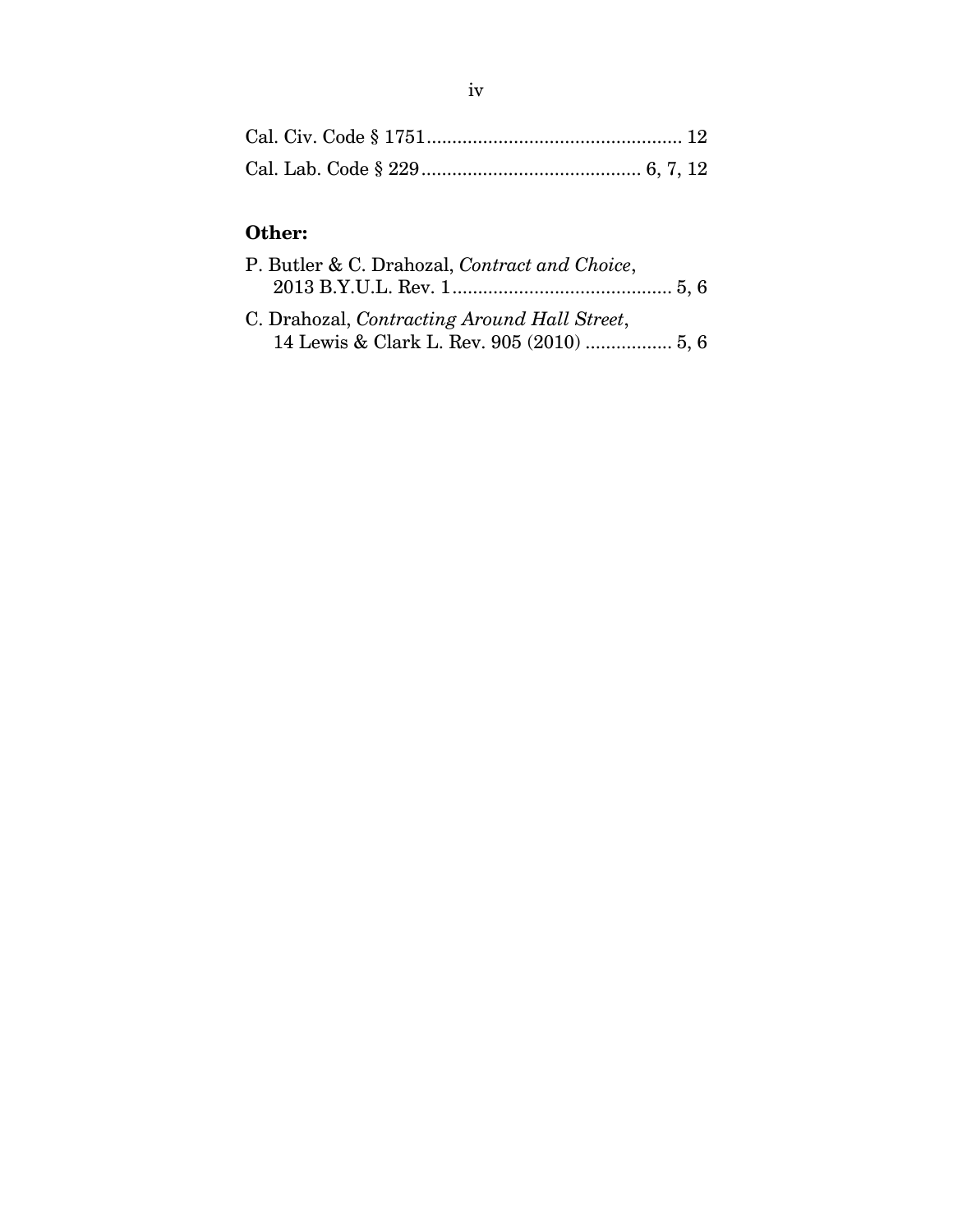Cal. Civ. Code § 1751 .................................................. 12

Cal. Lab. Code § 229 .......................................... 6, 7, 12

**Other:**

P. Butler & C. Drahozal, *Contract and Choice*, 2013 B.Y.U.L. Rev. 1 ........................................... 5, 6

C. Drahozal, *Contracting Around Hall Street*, 14 Lewis & Clark L. Rev. 905 (2010) ................ 5, 6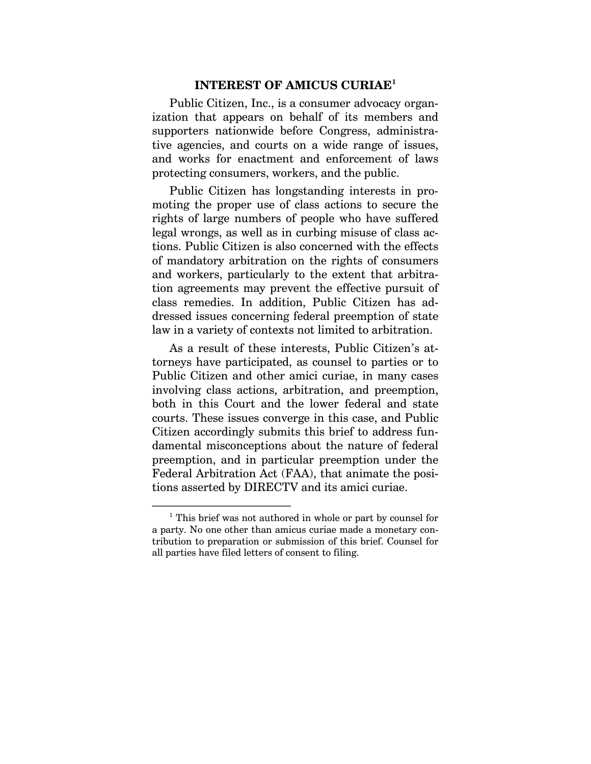## INTEREST OF AMICUS CURIAE[1]

Public Citizen, Inc., is a consumer advocacy organization that appears on behalf of its members and supporters nationwide before Congress, administrative agencies, and courts on a wide range of issues, and works for enactment and enforcement of laws protecting consumers, workers, and the public.

Public Citizen has longstanding interests in promoting the proper use of class actions to secure the rights of large numbers of people who have suffered legal wrongs, as well as in curbing misuse of class actions. Public Citizen is also concerned with the effects of mandatory arbitration on the rights of consumers and workers, particularly to the extent that arbitration agreements may prevent the effective pursuit of class remedies. In addition, Public Citizen has addressed issues concerning federal preemption of state law in a variety of contexts not limited to arbitration.

As a result of these interests, Public Citizen's attorneys have participated, as counsel to parties or to Public Citizen and other amici curiae, in many cases involving class actions, arbitration, and preemption, both in this Court and the lower federal and state courts. These issues converge in this case, and Public Citizen accordingly submits this brief to address fundamental misconceptions about the nature of federal preemption, and in particular preemption under the Federal Arbitration Act (FAA), that animate the positions asserted by DIRECTV and its amici curiae.

---

[1] This brief was not authored in whole or part by counsel for a party. No one other than amicus curiae made a monetary contribution to preparation or submission of this brief. Counsel for all parties have filed letters of consent to filing.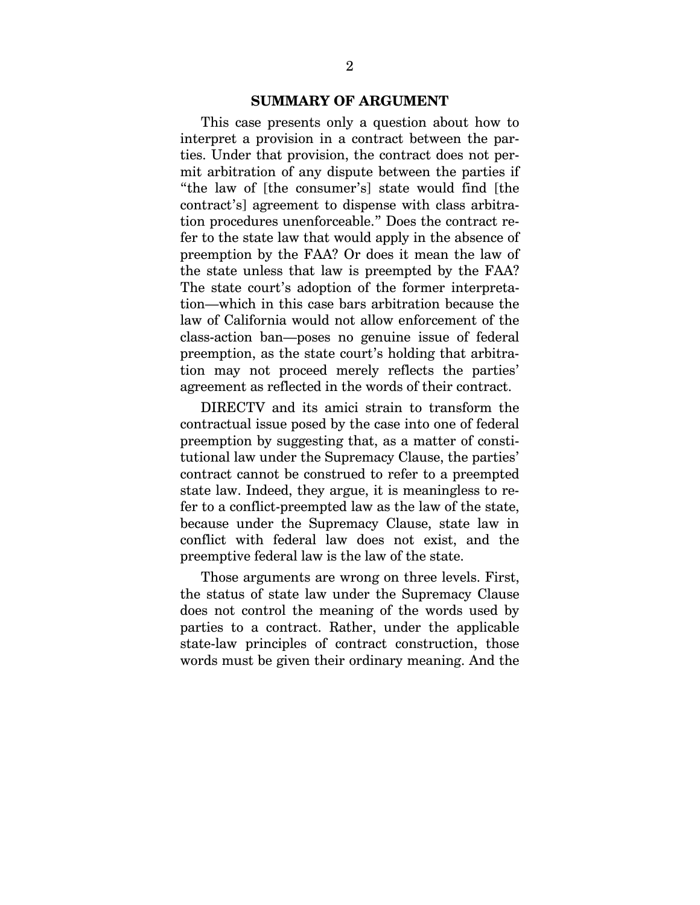## SUMMARY OF ARGUMENT

This case presents only a question about how to interpret a provision in a contract between the parties. Under that provision, the contract does not permit arbitration of any dispute between the parties if "the law of [the consumer's] state would find [the contract's] agreement to dispense with class arbitration procedures unenforceable." Does the contract refer to the state law that would apply in the absence of preemption by the FAA? Or does it mean the law of the state unless that law is preempted by the FAA? The state court's adoption of the former interpretation—which in this case bars arbitration because the law of California would not allow enforcement of the class-action ban—poses no genuine issue of federal preemption, as the state court's holding that arbitration may not proceed merely reflects the parties' agreement as reflected in the words of their contract.

DIRECTV and its amici strain to transform the contractual issue posed by the case into one of federal preemption by suggesting that, as a matter of constitutional law under the Supremacy Clause, the parties' contract cannot be construed to refer to a preempted state law. Indeed, they argue, it is meaningless to refer to a conflict-preempted law as the law of the state, because under the Supremacy Clause, state law in conflict with federal law does not exist, and the preemptive federal law is the law of the state.

Those arguments are wrong on three levels. First, the status of state law under the Supremacy Clause does not control the meaning of the words used by parties to a contract. Rather, under the applicable state-law principles of contract construction, those words must be given their ordinary meaning. And the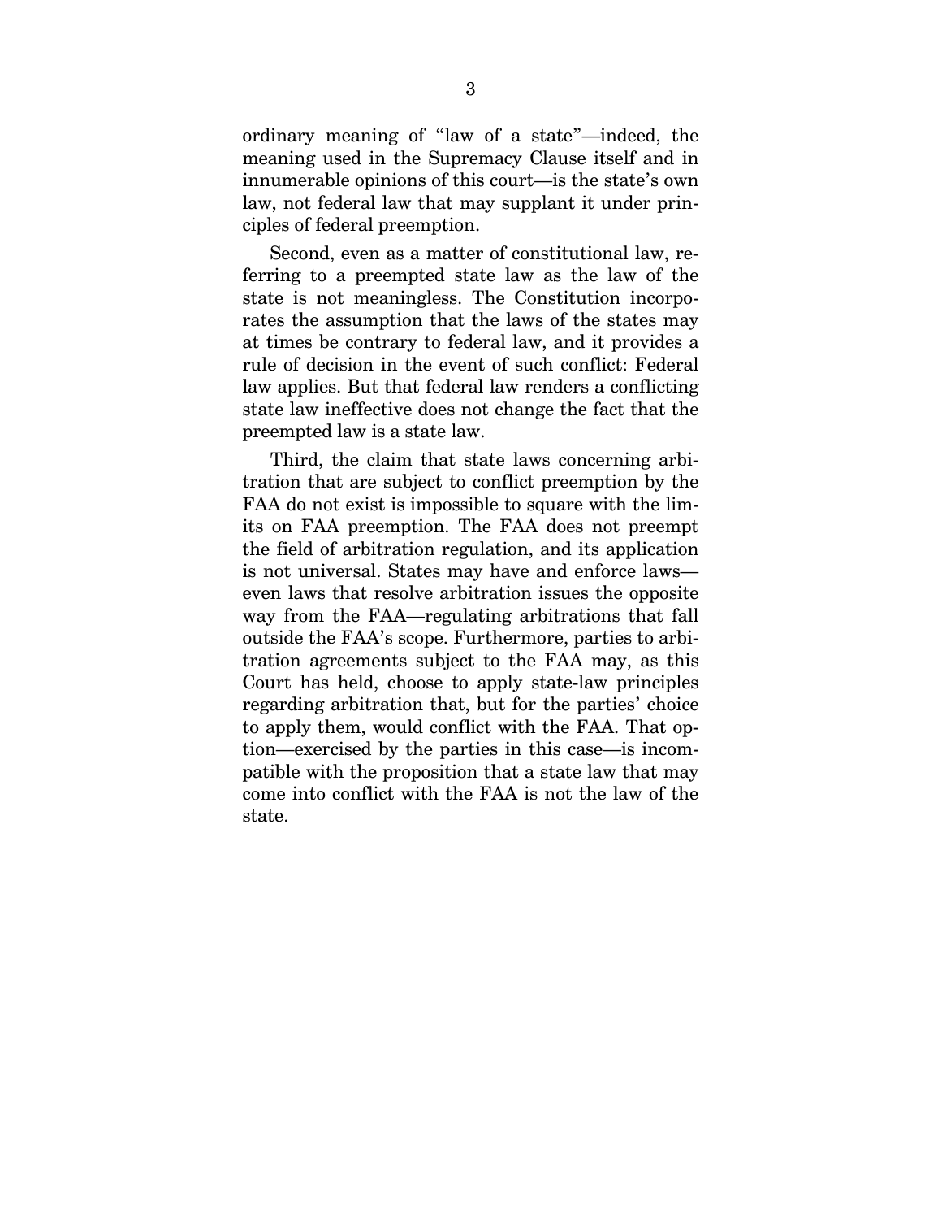ordinary meaning of "law of a state"—indeed, the meaning used in the Supremacy Clause itself and in innumerable opinions of this court—is the state's own law, not federal law that may supplant it under principles of federal preemption.

Second, even as a matter of constitutional law, referring to a preempted state law as the law of the state is not meaningless. The Constitution incorporates the assumption that the laws of the states may at times be contrary to federal law, and it provides a rule of decision in the event of such conflict: Federal law applies. But that federal law renders a conflicting state law ineffective does not change the fact that the preempted law is a state law.

Third, the claim that state laws concerning arbitration that are subject to conflict preemption by the FAA do not exist is impossible to square with the limits on FAA preemption. The FAA does not preempt the field of arbitration regulation, and its application is not universal. States may have and enforce laws—even laws that resolve arbitration issues the opposite way from the FAA—regulating arbitrations that fall outside the FAA's scope. Furthermore, parties to arbitration agreements subject to the FAA may, as this Court has held, choose to apply state-law principles regarding arbitration that, but for the parties' choice to apply them, would conflict with the FAA. That option—exercised by the parties in this case—is incompatible with the proposition that a state law that may come into conflict with the FAA is not the law of the state.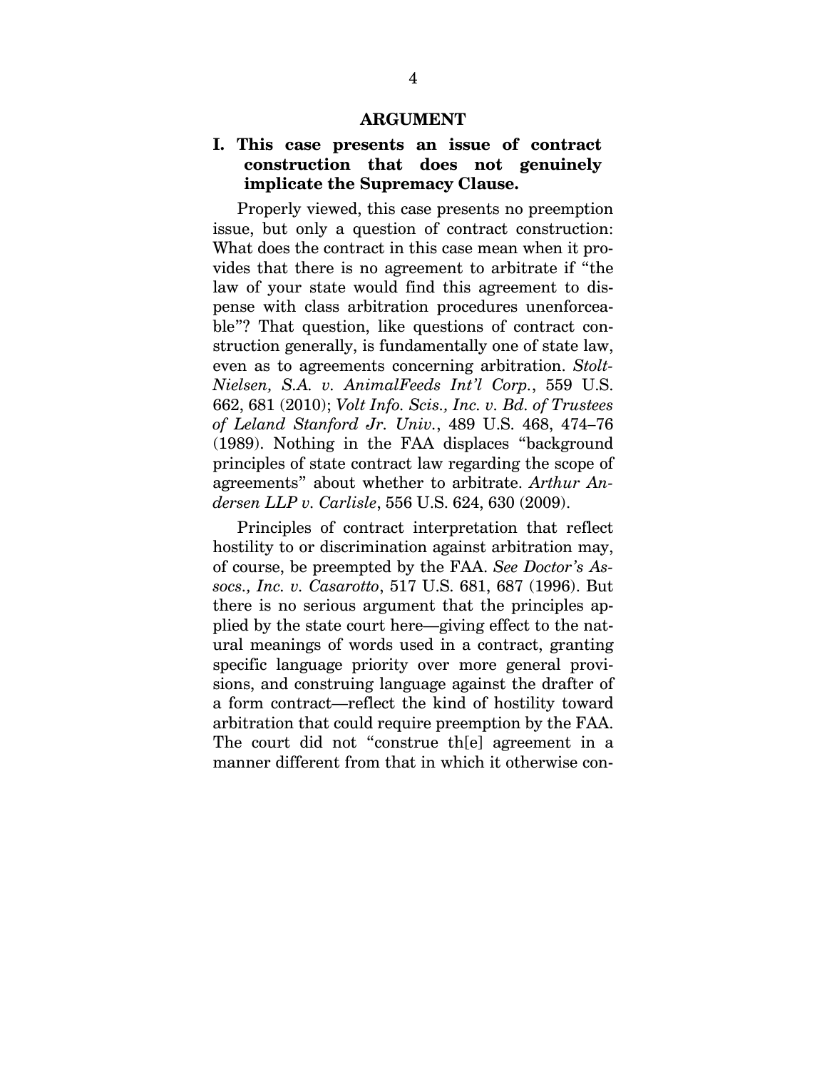## ARGUMENT

### I. This case presents an issue of contract construction that does not genuinely implicate the Supremacy Clause.

Properly viewed, this case presents no preemption issue, but only a question of contract construction: What does the contract in this case mean when it provides that there is no agreement to arbitrate if "the law of your state would find this agreement to dispense with class arbitration procedures unenforceable"? That question, like questions of contract construction generally, is fundamentally one of state law, even as to agreements concerning arbitration. *Stolt-Nielsen, S.A. v. AnimalFeeds Int'l Corp.*, 559 U.S. 662, 681 (2010); *Volt Info. Scis., Inc. v. Bd. of Trustees of Leland Stanford Jr. Univ.*, 489 U.S. 468, 474–76 (1989). Nothing in the FAA displaces "background principles of state contract law regarding the scope of agreements" about whether to arbitrate. *Arthur Andersen LLP v. Carlisle*, 556 U.S. 624, 630 (2009).

Principles of contract interpretation that reflect hostility to or discrimination against arbitration may, of course, be preempted by the FAA. *See Doctor's Assocs., Inc. v. Casarotto*, 517 U.S. 681, 687 (1996). But there is no serious argument that the principles applied by the state court here—giving effect to the natural meanings of words used in a contract, granting specific language priority over more general provisions, and construing language against the drafter of a form contract—reflect the kind of hostility toward arbitration that could require preemption by the FAA. The court did not "construe th[e] agreement in a manner different from that in which it otherwise con-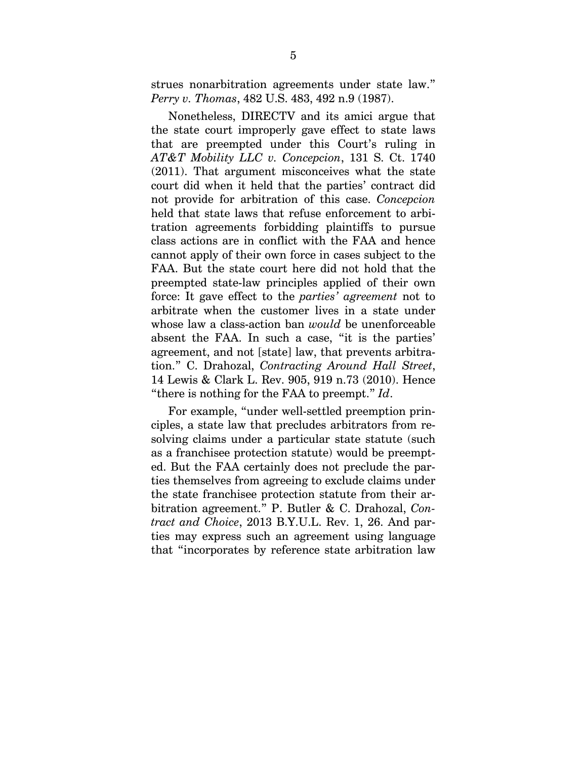strues nonarbitration agreements under state law." *Perry v. Thomas*, 482 U.S. 483, 492 n.9 (1987).

Nonetheless, DIRECTV and its amici argue that the state court improperly gave effect to state laws that are preempted under this Court's ruling in *AT&T Mobility LLC v. Concepcion*, 131 S. Ct. 1740 (2011). That argument misconceives what the state court did when it held that the parties' contract did not provide for arbitration of this case. *Concepcion* held that state laws that refuse enforcement to arbitration agreements forbidding plaintiffs to pursue class actions are in conflict with the FAA and hence cannot apply of their own force in cases subject to the FAA. But the state court here did not hold that the preempted state-law principles applied of their own force: It gave effect to the *parties' agreement* not to arbitrate when the customer lives in a state under whose law a class-action ban *would* be unenforceable absent the FAA. In such a case, "it is the parties' agreement, and not [state] law, that prevents arbitration." C. Drahozal, *Contracting Around Hall Street*, 14 Lewis & Clark L. Rev. 905, 919 n.73 (2010). Hence "there is nothing for the FAA to preempt." *Id*.

For example, "under well-settled preemption principles, a state law that precludes arbitrators from resolving claims under a particular state statute (such as a franchisee protection statute) would be preempted. But the FAA certainly does not preclude the parties themselves from agreeing to exclude claims under the state franchisee protection statute from their arbitration agreement." P. Butler & C. Drahozal, *Contract and Choice*, 2013 B.Y.U.L. Rev. 1, 26. And parties may express such an agreement using language that "incorporates by reference state arbitration law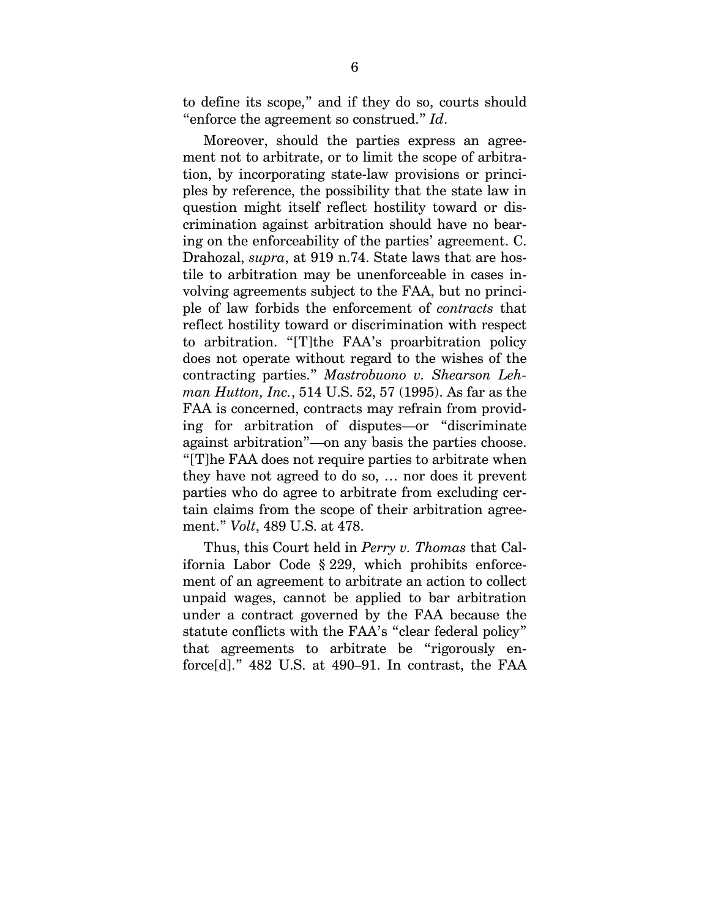to define its scope," and if they do so, courts should "enforce the agreement so construed." *Id*.

Moreover, should the parties express an agreement not to arbitrate, or to limit the scope of arbitration, by incorporating state-law provisions or principles by reference, the possibility that the state law in question might itself reflect hostility toward or discrimination against arbitration should have no bearing on the enforceability of the parties' agreement. C. Drahozal, *supra*, at 919 n.74. State laws that are hostile to arbitration may be unenforceable in cases involving agreements subject to the FAA, but no principle of law forbids the enforcement of *contracts* that reflect hostility toward or discrimination with respect to arbitration. "[T]he FAA's proarbitration policy does not operate without regard to the wishes of the contracting parties." *Mastrobuono v. Shearson Lehman Hutton, Inc.*, 514 U.S. 52, 57 (1995). As far as the FAA is concerned, contracts may refrain from providing for arbitration of disputes—or "discriminate against arbitration"—on any basis the parties choose. "[T]he FAA does not require parties to arbitrate when they have not agreed to do so, … nor does it prevent parties who do agree to arbitrate from excluding certain claims from the scope of their arbitration agreement." *Volt*, 489 U.S. at 478.

Thus, this Court held in *Perry v. Thomas* that California Labor Code § 229, which prohibits enforcement of an agreement to arbitrate an action to collect unpaid wages, cannot be applied to bar arbitration under a contract governed by the FAA because the statute conflicts with the FAA's "clear federal policy" that agreements to arbitrate be "rigorously enforce[d]." 482 U.S. at 490–91. In contrast, the FAA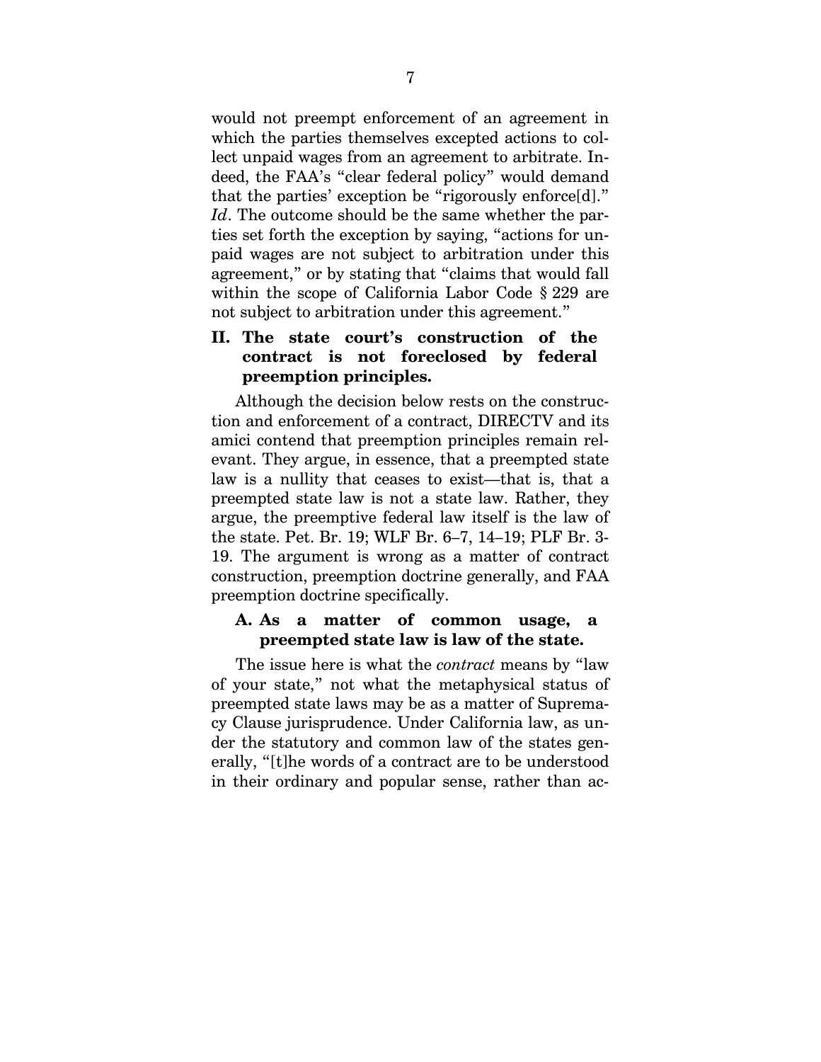would not preempt enforcement of an agreement in which the parties themselves excepted actions to collect unpaid wages from an agreement to arbitrate. Indeed, the FAA's "clear federal policy" would demand that the parties' exception be "rigorously enforce[d]." *Id*. The outcome should be the same whether the parties set forth the exception by saying, "actions for unpaid wages are not subject to arbitration under this agreement," or by stating that "claims that would fall within the scope of California Labor Code § 229 are not subject to arbitration under this agreement."

## II. The state court's construction of the contract is not foreclosed by federal preemption principles.

Although the decision below rests on the construction and enforcement of a contract, DIRECTV and its amici contend that preemption principles remain relevant. They argue, in essence, that a preempted state law is a nullity that ceases to exist—that is, that a preempted state law is not a state law. Rather, they argue, the preemptive federal law itself is the law of the state. Pet. Br. 19; WLF Br. 6–7, 14–19; PLF Br. 3-19. The argument is wrong as a matter of contract construction, preemption doctrine generally, and FAA preemption doctrine specifically.

### A. As a matter of common usage, a preempted state law is law of the state.

The issue here is what the *contract* means by "law of your state," not what the metaphysical status of preempted state laws may be as a matter of Supremacy Clause jurisprudence. Under California law, as under the statutory and common law of the states generally, "[t]he words of a contract are to be understood in their ordinary and popular sense, rather than ac-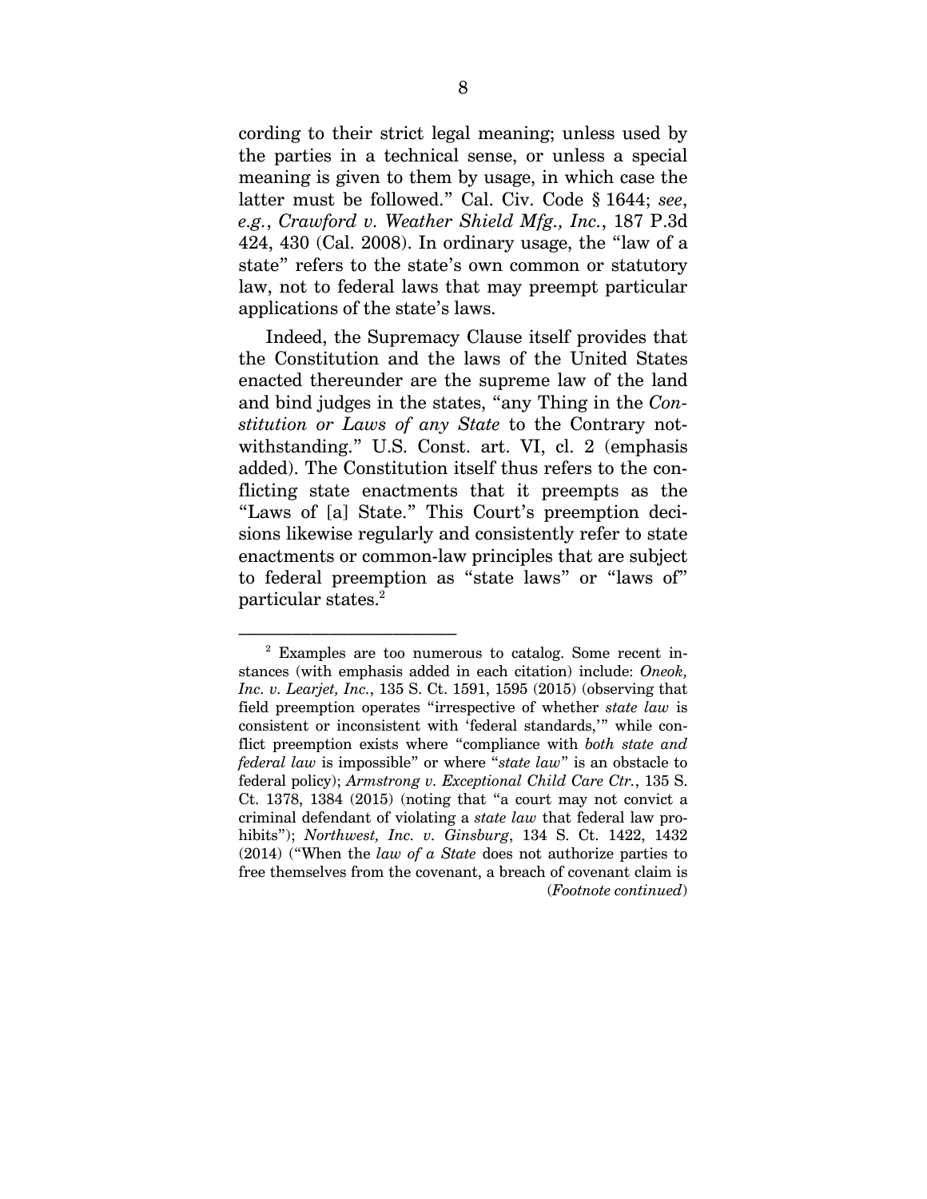cording to their strict legal meaning; unless used by the parties in a technical sense, or unless a special meaning is given to them by usage, in which case the latter must be followed." Cal. Civ. Code § 1644; *see*, *e.g.*, *Crawford v. Weather Shield Mfg., Inc.*, 187 P.3d 424, 430 (Cal. 2008). In ordinary usage, the "law of a state" refers to the state's own common or statutory law, not to federal laws that may preempt particular applications of the state's laws.

Indeed, the Supremacy Clause itself provides that the Constitution and the laws of the United States enacted thereunder are the supreme law of the land and bind judges in the states, "any Thing in the *Constitution or Laws of any State* to the Contrary notwithstanding." U.S. Const. art. VI, cl. 2 (emphasis added). The Constitution itself thus refers to the conflicting state enactments that it preempts as the "Laws of [a] State." This Court's preemption decisions likewise regularly and consistently refer to state enactments or common-law principles that are subject to federal preemption as "state laws" or "laws of" particular states.[2]

---

[2] Examples are too numerous to catalog. Some recent instances (with emphasis added in each citation) include: *Oneok, Inc. v. Learjet, Inc.*, 135 S. Ct. 1591, 1595 (2015) (observing that field preemption operates "irrespective of whether *state law* is consistent or inconsistent with 'federal standards,'" while conflict preemption exists where "compliance with *both state and federal law* is impossible" or where "*state law*" is an obstacle to federal policy); *Armstrong v. Exceptional Child Care Ctr.*, 135 S. Ct. 1378, 1384 (2015) (noting that "a court may not convict a criminal defendant of violating a *state law* that federal law prohibits"); *Northwest, Inc. v. Ginsburg*, 134 S. Ct. 1422, 1432 (2014) ("When the *law of a State* does not authorize parties to free themselves from the covenant, a breach of covenant claim is (*Footnote continued*)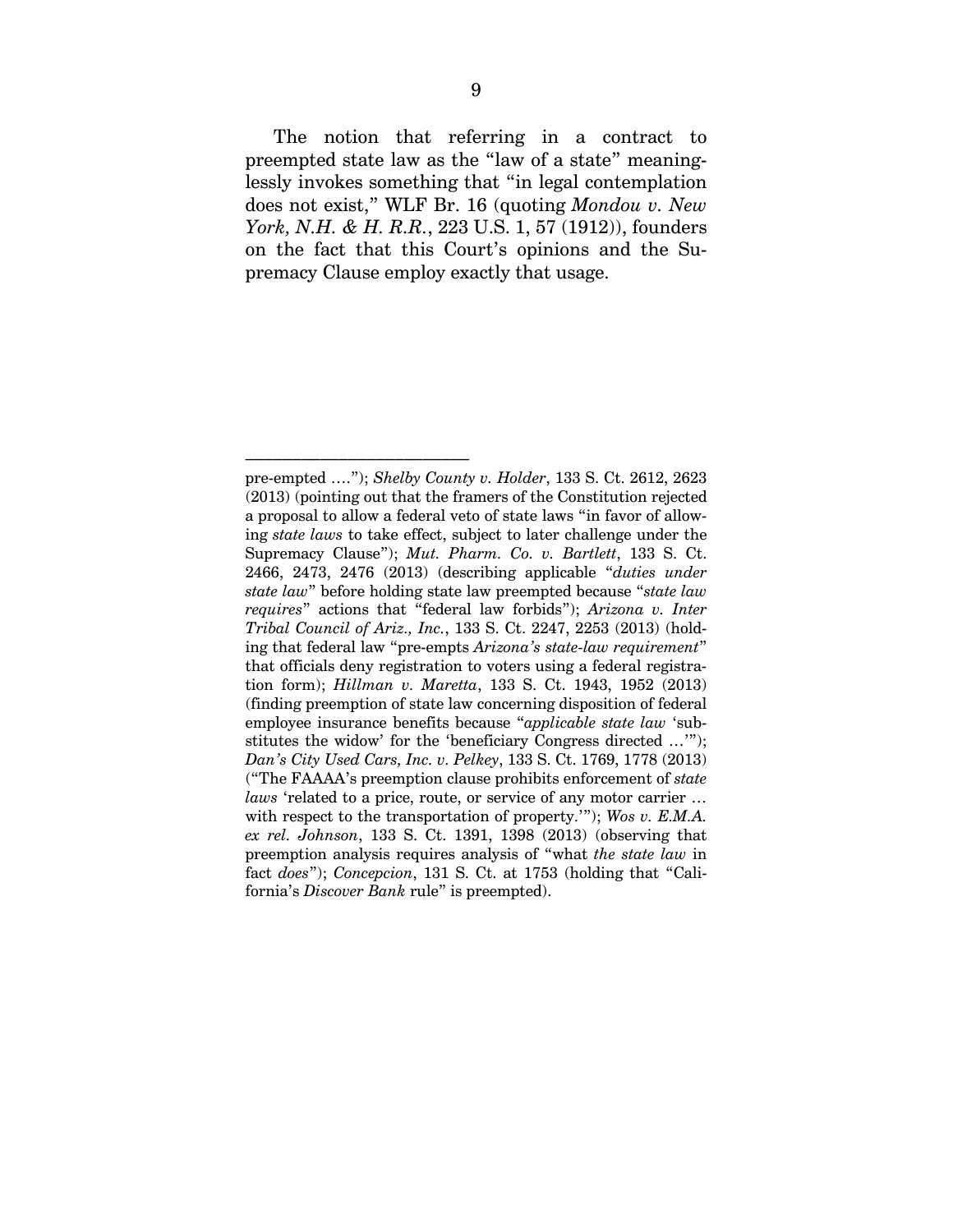The notion that referring in a contract to preempted state law as the "law of a state" meaninglessly invokes something that "in legal contemplation does not exist," WLF Br. 16 (quoting *Mondou v. New York, N.H. & H. R.R.*, 223 U.S. 1, 57 (1912)), founders on the fact that this Court's opinions and the Supremacy Clause employ exactly that usage.

---

pre-empted …."); *Shelby County v. Holder*, 133 S. Ct. 2612, 2623 (2013) (pointing out that the framers of the Constitution rejected a proposal to allow a federal veto of state laws "in favor of allowing *state laws* to take effect, subject to later challenge under the Supremacy Clause"); *Mut. Pharm. Co. v. Bartlett*, 133 S. Ct. 2466, 2473, 2476 (2013) (describing applicable "*duties under state law*" before holding state law preempted because "*state law requires*" actions that "federal law forbids"); *Arizona v. Inter Tribal Council of Ariz., Inc.*, 133 S. Ct. 2247, 2253 (2013) (holding that federal law "pre-empts *Arizona's state-law requirement*" that officials deny registration to voters using a federal registration form); *Hillman v. Maretta*, 133 S. Ct. 1943, 1952 (2013) (finding preemption of state law concerning disposition of federal employee insurance benefits because "*applicable state law* 'substitutes the widow' for the 'beneficiary Congress directed …'"); *Dan's City Used Cars, Inc. v. Pelkey*, 133 S. Ct. 1769, 1778 (2013) ("The FAAAA's preemption clause prohibits enforcement of *state laws* 'related to a price, route, or service of any motor carrier … with respect to the transportation of property.'"); *Wos v. E.M.A. ex rel. Johnson*, 133 S. Ct. 1391, 1398 (2013) (observing that preemption analysis requires analysis of "what *the state law* in fact *does*"); *Concepcion*, 131 S. Ct. at 1753 (holding that "California's *Discover Bank* rule" is preempted).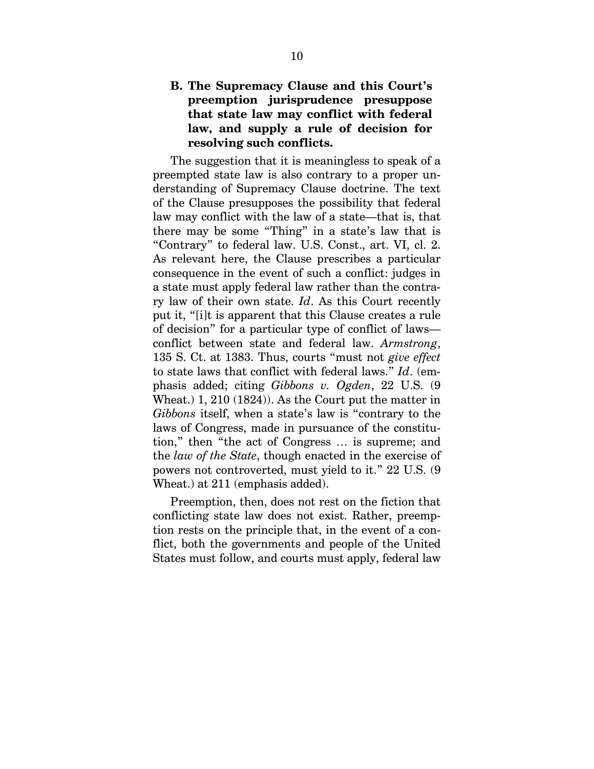### B. The Supremacy Clause and this Court's preemption jurisprudence presuppose that state law may conflict with federal law, and supply a rule of decision for resolving such conflicts.

The suggestion that it is meaningless to speak of a preempted state law is also contrary to a proper understanding of Supremacy Clause doctrine. The text of the Clause presupposes the possibility that federal law may conflict with the law of a state—that is, that there may be some "Thing" in a state's law that is "Contrary" to federal law. U.S. Const., art. VI, cl. 2. As relevant here, the Clause prescribes a particular consequence in the event of such a conflict: judges in a state must apply federal law rather than the contrary law of their own state. *Id*. As this Court recently put it, "[i]t is apparent that this Clause creates a rule of decision" for a particular type of conflict of laws—conflict between state and federal law. *Armstrong*, 135 S. Ct. at 1383. Thus, courts "must not *give effect* to state laws that conflict with federal laws." *Id*. (emphasis added; citing *Gibbons v. Ogden*, 22 U.S. (9 Wheat.) 1, 210 (1824)). As the Court put the matter in *Gibbons* itself, when a state's law is "contrary to the laws of Congress, made in pursuance of the constitution," then "the act of Congress … is supreme; and the *law of the State*, though enacted in the exercise of powers not controverted, must yield to it." 22 U.S. (9 Wheat.) at 211 (emphasis added).

Preemption, then, does not rest on the fiction that conflicting state law does not exist. Rather, preemption rests on the principle that, in the event of a conflict, both the governments and people of the United States must follow, and courts must apply, federal law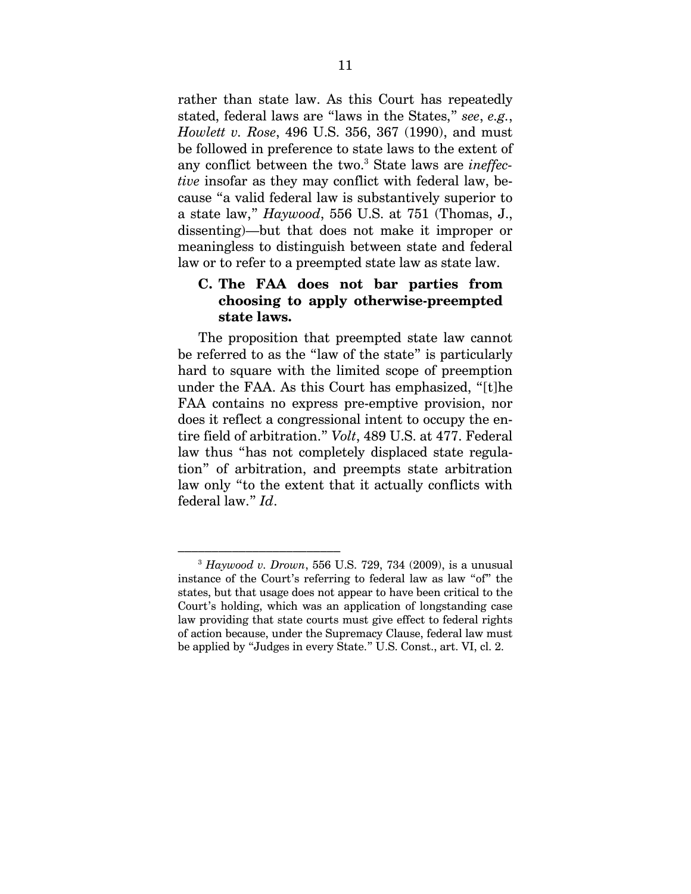rather than state law. As this Court has repeatedly stated, federal laws are "laws in the States," *see*, *e.g.*, *Howlett v. Rose*, 496 U.S. 356, 367 (1990), and must be followed in preference to state laws to the extent of any conflict between the two.[3] State laws are *ineffective* insofar as they may conflict with federal law, because "a valid federal law is substantively superior to a state law," *Haywood*, 556 U.S. at 751 (Thomas, J., dissenting)—but that does not make it improper or meaningless to distinguish between state and federal law or to refer to a preempted state law as state law.

### C. The FAA does not bar parties from choosing to apply otherwise-preempted state laws.

The proposition that preempted state law cannot be referred to as the "law of the state" is particularly hard to square with the limited scope of preemption under the FAA. As this Court has emphasized, "[t]he FAA contains no express pre-emptive provision, nor does it reflect a congressional intent to occupy the entire field of arbitration." *Volt*, 489 U.S. at 477. Federal law thus "has not completely displaced state regulation" of arbitration, and preempts state arbitration law only "to the extent that it actually conflicts with federal law." *Id*.

---

[3] *Haywood v. Drown*, 556 U.S. 729, 734 (2009), is a unusual instance of the Court's referring to federal law as law "of" the states, but that usage does not appear to have been critical to the Court's holding, which was an application of longstanding case law providing that state courts must give effect to federal rights of action because, under the Supremacy Clause, federal law must be applied by "Judges in every State." U.S. Const., art. VI, cl. 2.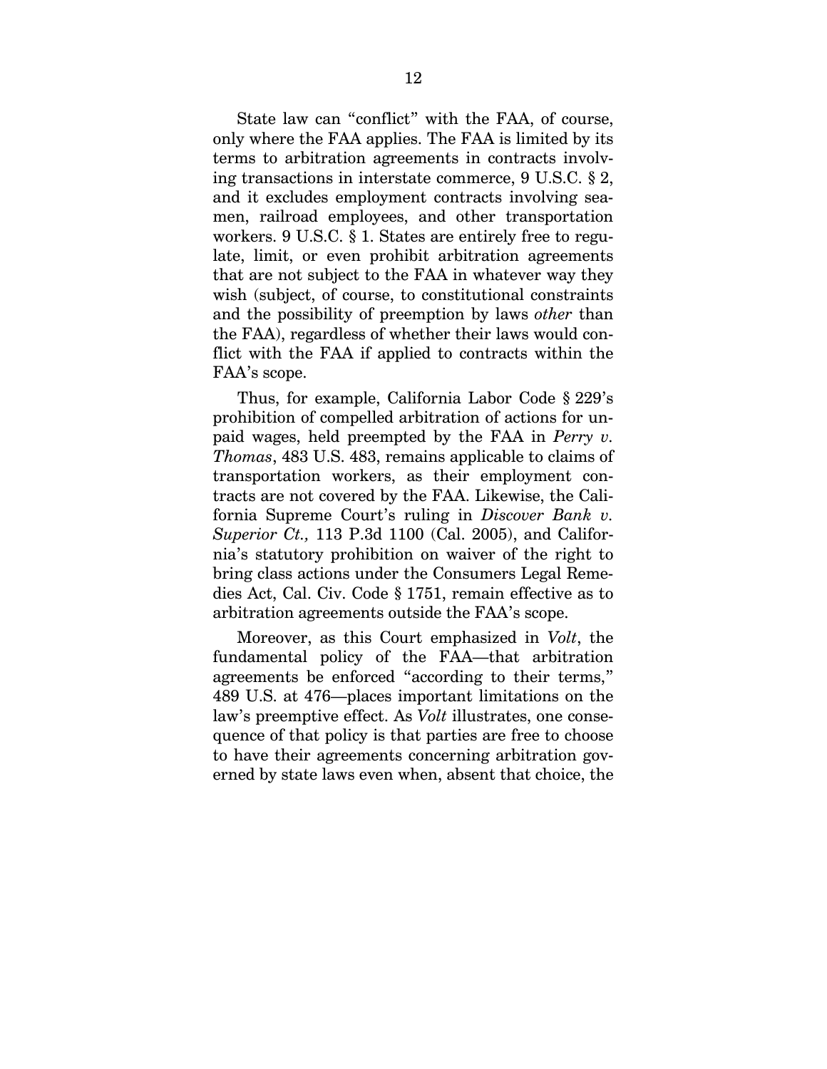State law can "conflict" with the FAA, of course, only where the FAA applies. The FAA is limited by its terms to arbitration agreements in contracts involving transactions in interstate commerce, 9 U.S.C. § 2, and it excludes employment contracts involving seamen, railroad employees, and other transportation workers. 9 U.S.C. § 1. States are entirely free to regulate, limit, or even prohibit arbitration agreements that are not subject to the FAA in whatever way they wish (subject, of course, to constitutional constraints and the possibility of preemption by laws *other* than the FAA), regardless of whether their laws would conflict with the FAA if applied to contracts within the FAA's scope.

Thus, for example, California Labor Code § 229's prohibition of compelled arbitration of actions for unpaid wages, held preempted by the FAA in *Perry v. Thomas*, 483 U.S. 483, remains applicable to claims of transportation workers, as their employment contracts are not covered by the FAA. Likewise, the California Supreme Court's ruling in *Discover Bank v. Superior Ct.,* 113 P.3d 1100 (Cal. 2005), and California's statutory prohibition on waiver of the right to bring class actions under the Consumers Legal Remedies Act, Cal. Civ. Code § 1751, remain effective as to arbitration agreements outside the FAA's scope.

Moreover, as this Court emphasized in *Volt*, the fundamental policy of the FAA—that arbitration agreements be enforced "according to their terms," 489 U.S. at 476—places important limitations on the law's preemptive effect. As *Volt* illustrates, one consequence of that policy is that parties are free to choose to have their agreements concerning arbitration governed by state laws even when, absent that choice, the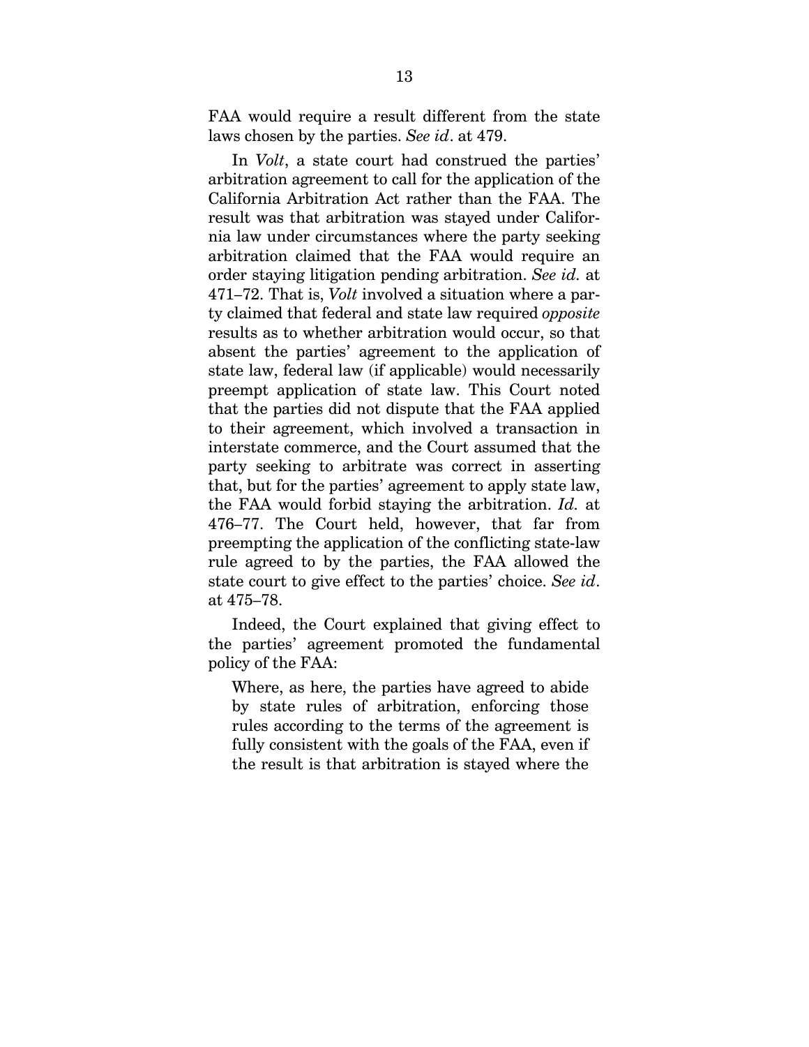FAA would require a result different from the state laws chosen by the parties. *See id*. at 479.

In *Volt*, a state court had construed the parties' arbitration agreement to call for the application of the California Arbitration Act rather than the FAA. The result was that arbitration was stayed under California law under circumstances where the party seeking arbitration claimed that the FAA would require an order staying litigation pending arbitration. *See id.* at 471–72. That is, *Volt* involved a situation where a party claimed that federal and state law required *opposite* results as to whether arbitration would occur, so that absent the parties' agreement to the application of state law, federal law (if applicable) would necessarily preempt application of state law. This Court noted that the parties did not dispute that the FAA applied to their agreement, which involved a transaction in interstate commerce, and the Court assumed that the party seeking to arbitrate was correct in asserting that, but for the parties' agreement to apply state law, the FAA would forbid staying the arbitration. *Id.* at 476–77. The Court held, however, that far from preempting the application of the conflicting state-law rule agreed to by the parties, the FAA allowed the state court to give effect to the parties' choice. *See id*. at 475–78.

Indeed, the Court explained that giving effect to the parties' agreement promoted the fundamental policy of the FAA:

> Where, as here, the parties have agreed to abide by state rules of arbitration, enforcing those rules according to the terms of the agreement is fully consistent with the goals of the FAA, even if the result is that arbitration is stayed where the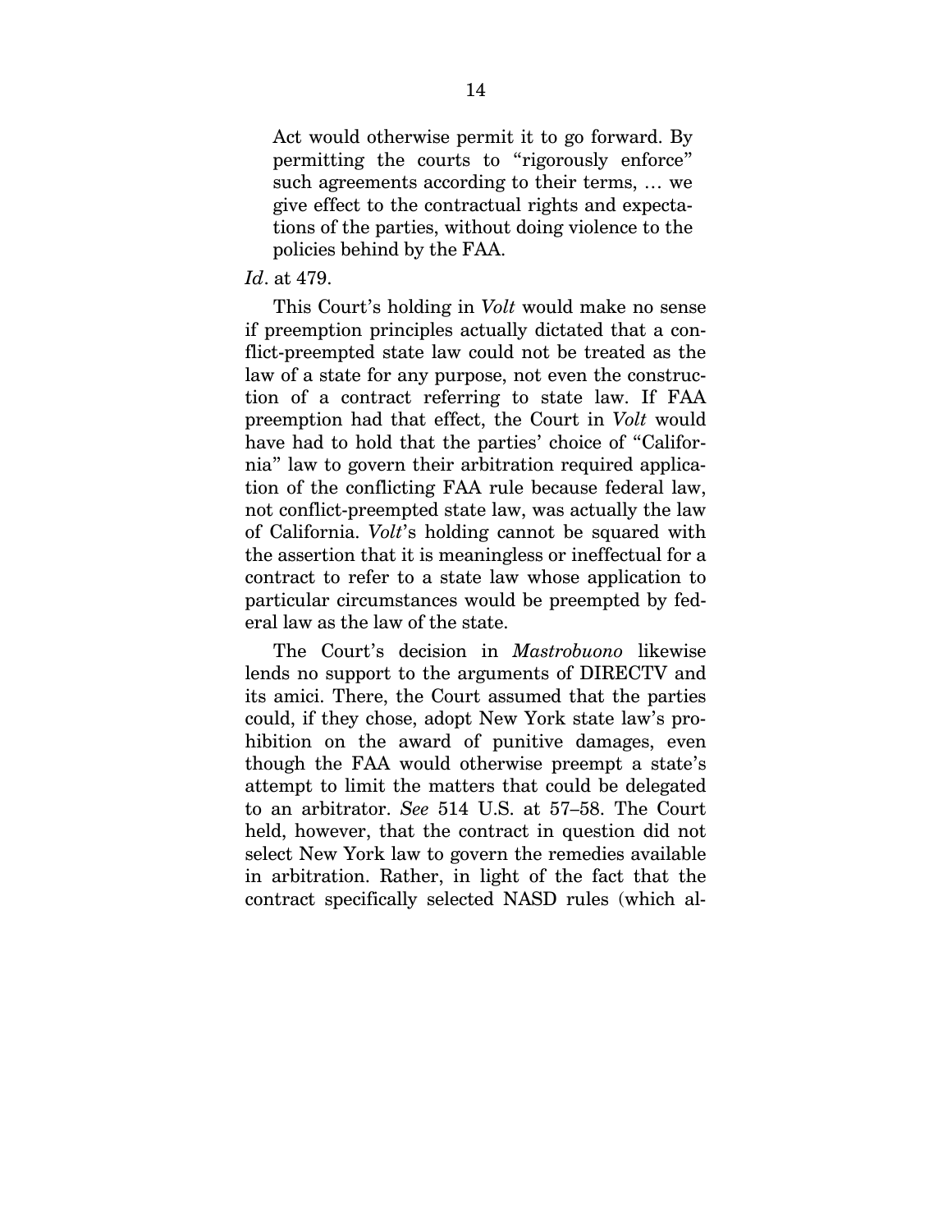> Act would otherwise permit it to go forward. By permitting the courts to "rigorously enforce" such agreements according to their terms, … we give effect to the contractual rights and expectations of the parties, without doing violence to the policies behind by the FAA.

*Id*. at 479.

This Court's holding in *Volt* would make no sense if preemption principles actually dictated that a conflict-preempted state law could not be treated as the law of a state for any purpose, not even the construction of a contract referring to state law. If FAA preemption had that effect, the Court in *Volt* would have had to hold that the parties' choice of "California" law to govern their arbitration required application of the conflicting FAA rule because federal law, not conflict-preempted state law, was actually the law of California. *Volt*'s holding cannot be squared with the assertion that it is meaningless or ineffectual for a contract to refer to a state law whose application to particular circumstances would be preempted by federal law as the law of the state.

The Court's decision in *Mastrobuono* likewise lends no support to the arguments of DIRECTV and its amici. There, the Court assumed that the parties could, if they chose, adopt New York state law's prohibition on the award of punitive damages, even though the FAA would otherwise preempt a state's attempt to limit the matters that could be delegated to an arbitrator. *See* 514 U.S. at 57–58. The Court held, however, that the contract in question did not select New York law to govern the remedies available in arbitration. Rather, in light of the fact that the contract specifically selected NASD rules (which al-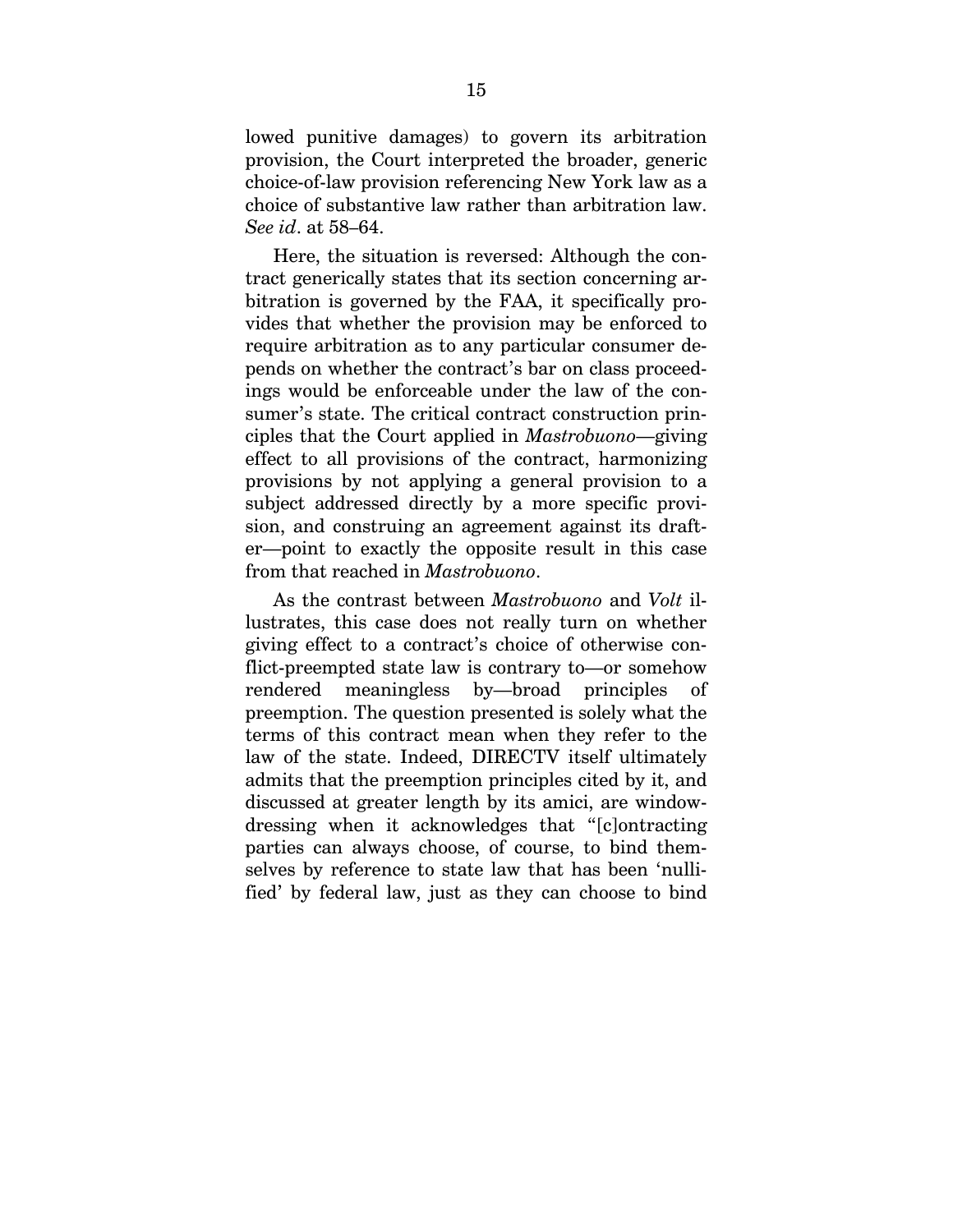lowed punitive damages) to govern its arbitration provision, the Court interpreted the broader, generic choice-of-law provision referencing New York law as a choice of substantive law rather than arbitration law. *See id*. at 58–64.

Here, the situation is reversed: Although the contract generically states that its section concerning arbitration is governed by the FAA, it specifically provides that whether the provision may be enforced to require arbitration as to any particular consumer depends on whether the contract's bar on class proceedings would be enforceable under the law of the consumer's state. The critical contract construction principles that the Court applied in *Mastrobuono*—giving effect to all provisions of the contract, harmonizing provisions by not applying a general provision to a subject addressed directly by a more specific provision, and construing an agreement against its drafter—point to exactly the opposite result in this case from that reached in *Mastrobuono*.

As the contrast between *Mastrobuono* and *Volt* illustrates, this case does not really turn on whether giving effect to a contract's choice of otherwise conflict-preempted state law is contrary to—or somehow rendered meaningless by—broad principles of preemption. The question presented is solely what the terms of this contract mean when they refer to the law of the state. Indeed, DIRECTV itself ultimately admits that the preemption principles cited by it, and discussed at greater length by its amici, are window-dressing when it acknowledges that "[c]ontracting parties can always choose, of course, to bind themselves by reference to state law that has been 'nullified' by federal law, just as they can choose to bind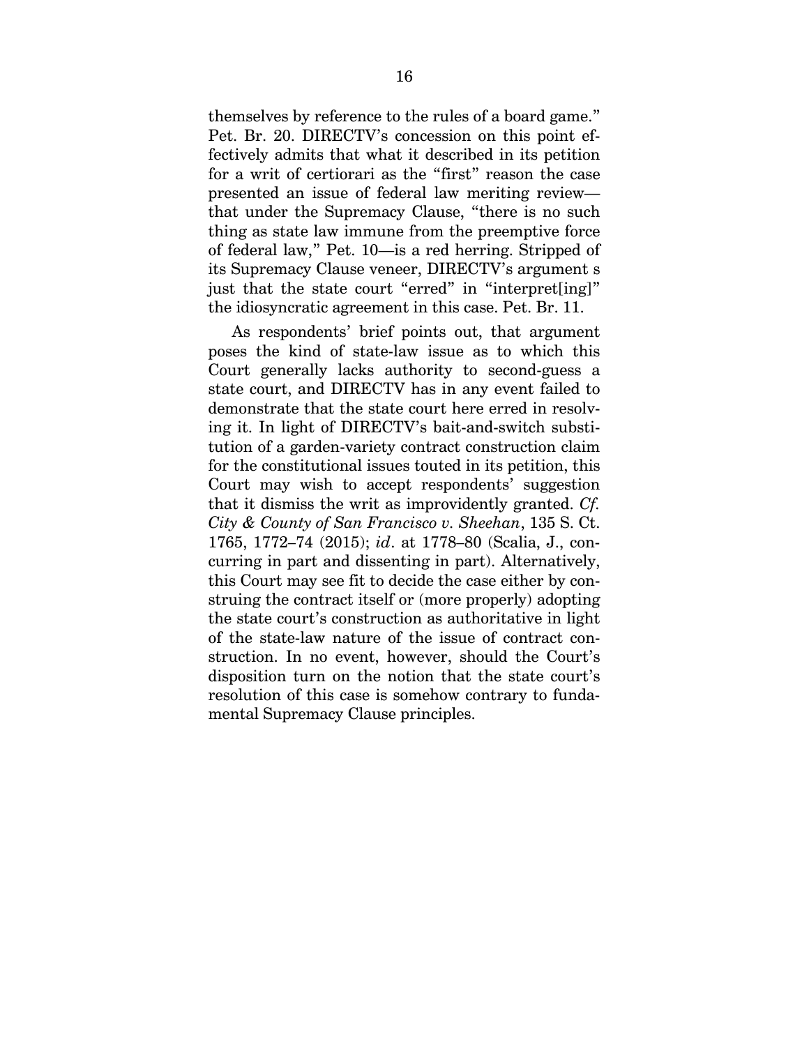themselves by reference to the rules of a board game." Pet. Br. 20. DIRECTV's concession on this point effectively admits that what it described in its petition for a writ of certiorari as the "first" reason the case presented an issue of federal law meriting review—that under the Supremacy Clause, "there is no such thing as state law immune from the preemptive force of federal law," Pet. 10—is a red herring. Stripped of its Supremacy Clause veneer, DIRECTV's argument s just that the state court "erred" in "interpret[ing]" the idiosyncratic agreement in this case. Pet. Br. 11.

As respondents' brief points out, that argument poses the kind of state-law issue as to which this Court generally lacks authority to second-guess a state court, and DIRECTV has in any event failed to demonstrate that the state court here erred in resolving it. In light of DIRECTV's bait-and-switch substitution of a garden-variety contract construction claim for the constitutional issues touted in its petition, this Court may wish to accept respondents' suggestion that it dismiss the writ as improvidently granted. *Cf. City & County of San Francisco v. Sheehan*, 135 S. Ct. 1765, 1772–74 (2015); *id*. at 1778–80 (Scalia, J., concurring in part and dissenting in part). Alternatively, this Court may see fit to decide the case either by construing the contract itself or (more properly) adopting the state court's construction as authoritative in light of the state-law nature of the issue of contract construction. In no event, however, should the Court's disposition turn on the notion that the state court's resolution of this case is somehow contrary to fundamental Supremacy Clause principles.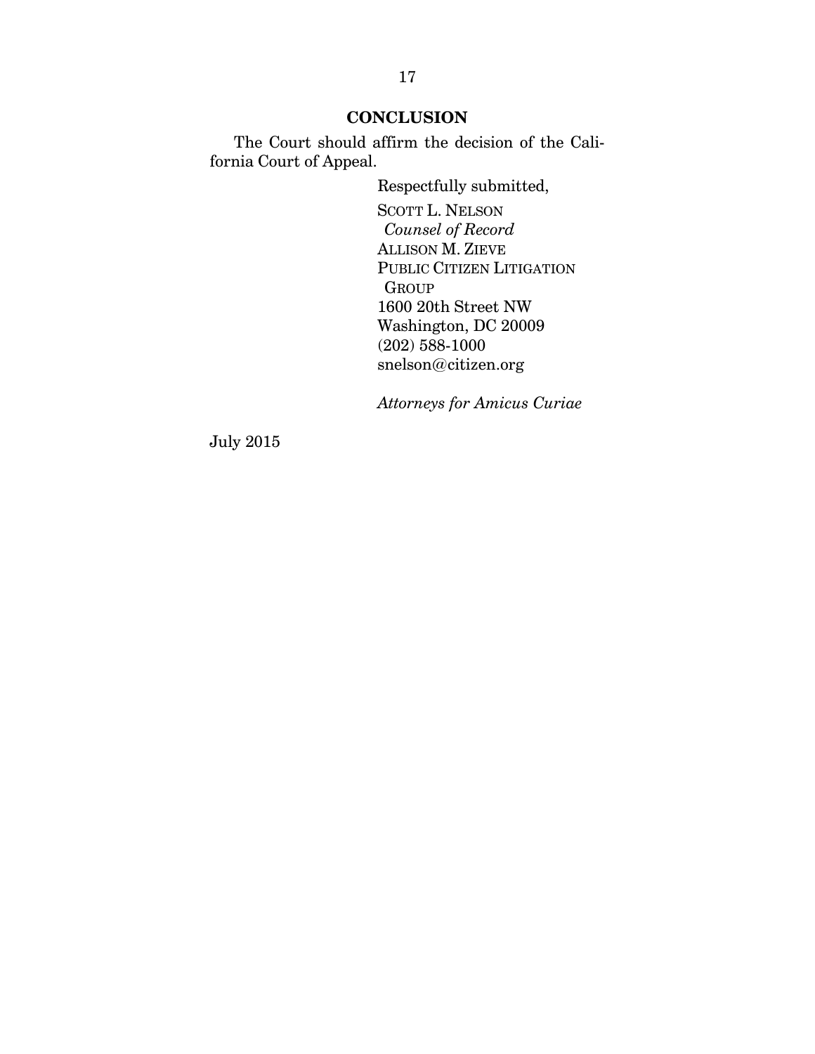## CONCLUSION

The Court should affirm the decision of the California Court of Appeal.

Respectfully submitted,

SCOTT L. NELSON
*Counsel of Record*
ALLISON M. ZIEVE
PUBLIC CITIZEN LITIGATION GROUP
1600 20th Street NW
Washington, DC 20009
(202) 588-1000
snelson@citizen.org

*Attorneys for Amicus Curiae*

July 2015